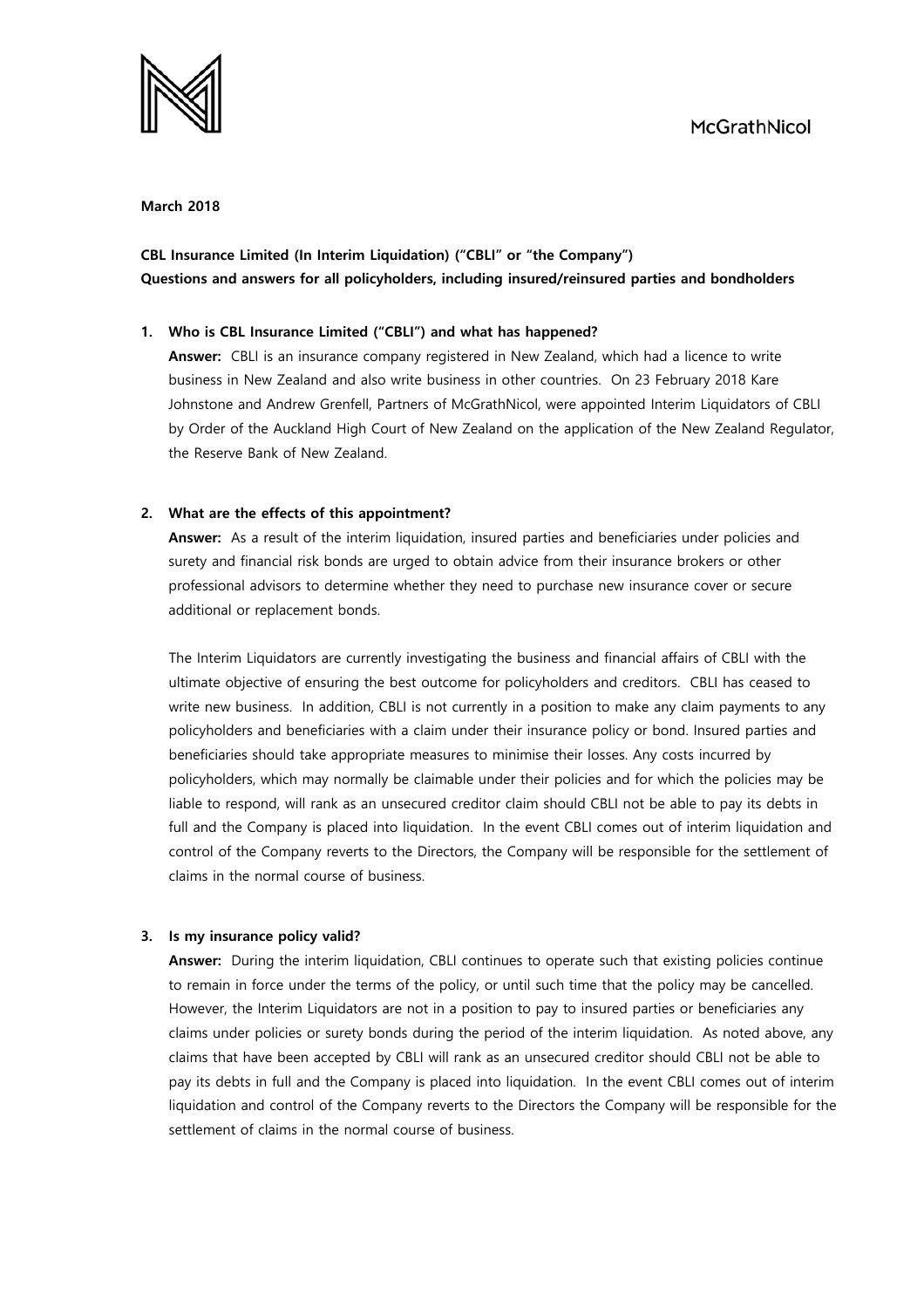McGrathNicol

**March 2018**

**CBL Insurance Limited (In Interim Liquidation) ("CBLI" or "the Company")**
**Questions and answers for all policyholders, including insured/reinsured parties and bondholders**

**1. Who is CBL Insurance Limited ("CBLI") and what has happened?**

**Answer:** CBLI is an insurance company registered in New Zealand, which had a licence to write business in New Zealand and also write business in other countries. On 23 February 2018 Kare Johnstone and Andrew Grenfell, Partners of McGrathNicol, were appointed Interim Liquidators of CBLI by Order of the Auckland High Court of New Zealand on the application of the New Zealand Regulator, the Reserve Bank of New Zealand.

**2. What are the effects of this appointment?**

**Answer:** As a result of the interim liquidation, insured parties and beneficiaries under policies and surety and financial risk bonds are urged to obtain advice from their insurance brokers or other professional advisors to determine whether they need to purchase new insurance cover or secure additional or replacement bonds.

The Interim Liquidators are currently investigating the business and financial affairs of CBLI with the ultimate objective of ensuring the best outcome for policyholders and creditors. CBLI has ceased to write new business. In addition, CBLI is not currently in a position to make any claim payments to any policyholders and beneficiaries with a claim under their insurance policy or bond. Insured parties and beneficiaries should take appropriate measures to minimise their losses. Any costs incurred by policyholders, which may normally be claimable under their policies and for which the policies may be liable to respond, will rank as an unsecured creditor claim should CBLI not be able to pay its debts in full and the Company is placed into liquidation. In the event CBLI comes out of interim liquidation and control of the Company reverts to the Directors, the Company will be responsible for the settlement of claims in the normal course of business.

**3. Is my insurance policy valid?**

**Answer:** During the interim liquidation, CBLI continues to operate such that existing policies continue to remain in force under the terms of the policy, or until such time that the policy may be cancelled. However, the Interim Liquidators are not in a position to pay to insured parties or beneficiaries any claims under policies or surety bonds during the period of the interim liquidation. As noted above, any claims that have been accepted by CBLI will rank as an unsecured creditor should CBLI not be able to pay its debts in full and the Company is placed into liquidation. In the event CBLI comes out of interim liquidation and control of the Company reverts to the Directors the Company will be responsible for the settlement of claims in the normal course of business.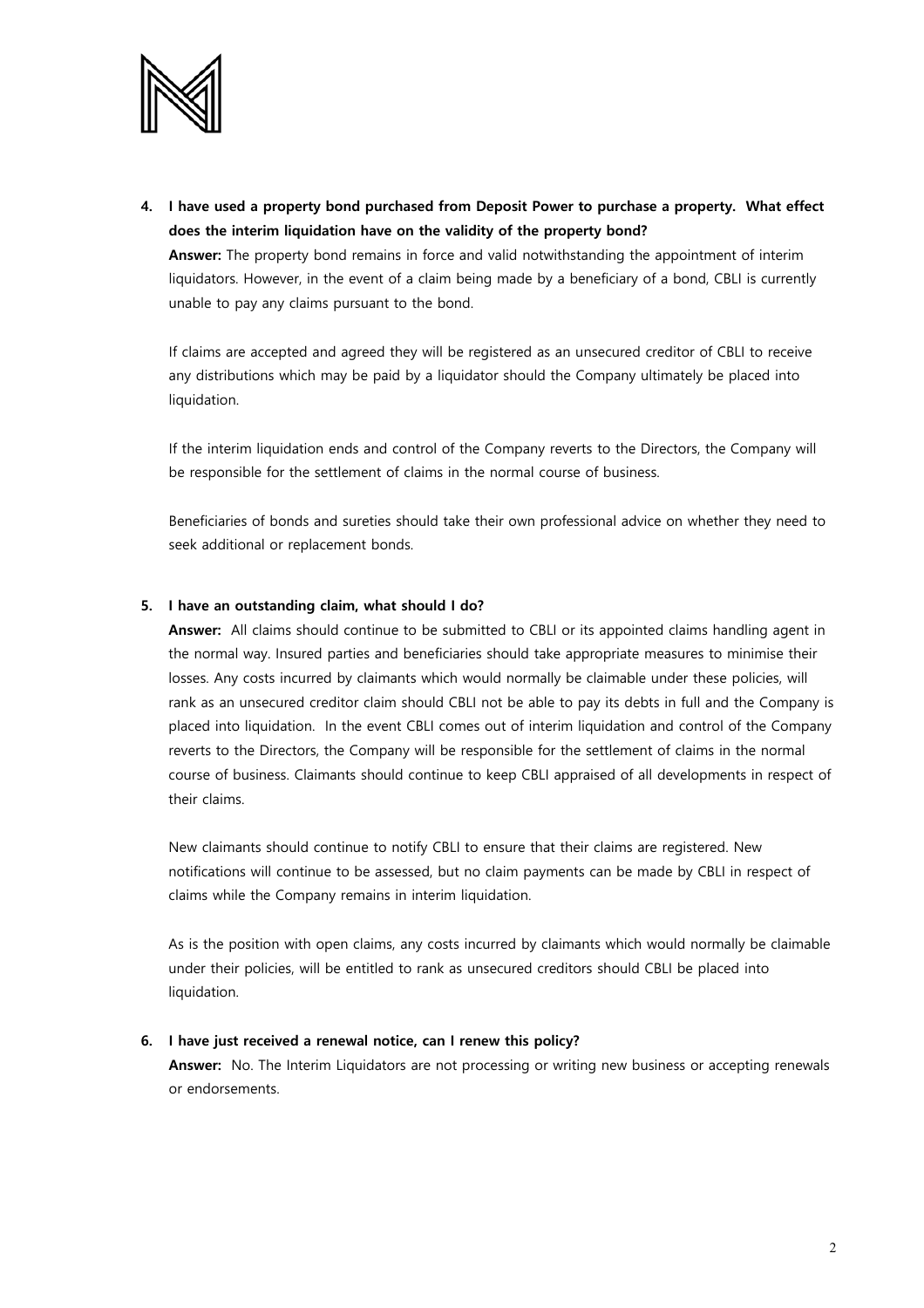4. **I have used a property bond purchased from Deposit Power to purchase a property. What effect does the interim liquidation have on the validity of the property bond?**

   **Answer:** The property bond remains in force and valid notwithstanding the appointment of interim liquidators. However, in the event of a claim being made by a beneficiary of a bond, CBLI is currently unable to pay any claims pursuant to the bond.

   If claims are accepted and agreed they will be registered as an unsecured creditor of CBLI to receive any distributions which may be paid by a liquidator should the Company ultimately be placed into liquidation.

   If the interim liquidation ends and control of the Company reverts to the Directors, the Company will be responsible for the settlement of claims in the normal course of business.

   Beneficiaries of bonds and sureties should take their own professional advice on whether they need to seek additional or replacement bonds.

5. **I have an outstanding claim, what should I do?**

   **Answer:** All claims should continue to be submitted to CBLI or its appointed claims handling agent in the normal way. Insured parties and beneficiaries should take appropriate measures to minimise their losses. Any costs incurred by claimants which would normally be claimable under these policies, will rank as an unsecured creditor claim should CBLI not be able to pay its debts in full and the Company is placed into liquidation. In the event CBLI comes out of interim liquidation and control of the Company reverts to the Directors, the Company will be responsible for the settlement of claims in the normal course of business. Claimants should continue to keep CBLI appraised of all developments in respect of their claims.

   New claimants should continue to notify CBLI to ensure that their claims are registered. New notifications will continue to be assessed, but no claim payments can be made by CBLI in respect of claims while the Company remains in interim liquidation.

   As is the position with open claims, any costs incurred by claimants which would normally be claimable under their policies, will be entitled to rank as unsecured creditors should CBLI be placed into liquidation.

6. **I have just received a renewal notice, can I renew this policy?**

   **Answer:** No. The Interim Liquidators are not processing or writing new business or accepting renewals or endorsements.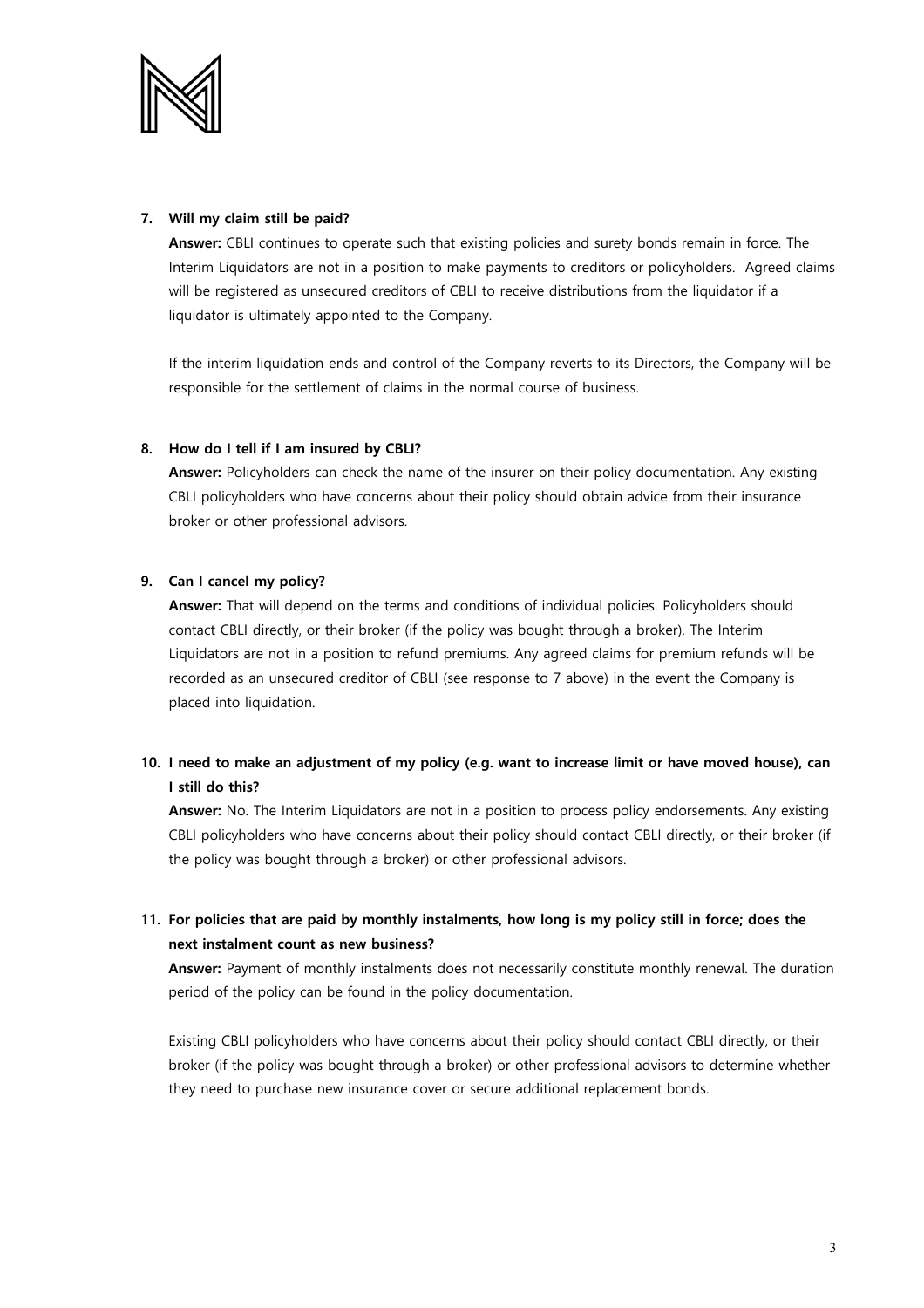7. **Will my claim still be paid?**

   **Answer:** CBLI continues to operate such that existing policies and surety bonds remain in force. The Interim Liquidators are not in a position to make payments to creditors or policyholders. Agreed claims will be registered as unsecured creditors of CBLI to receive distributions from the liquidator if a liquidator is ultimately appointed to the Company.

   If the interim liquidation ends and control of the Company reverts to its Directors, the Company will be responsible for the settlement of claims in the normal course of business.

8. **How do I tell if I am insured by CBLI?**

   **Answer:** Policyholders can check the name of the insurer on their policy documentation. Any existing CBLI policyholders who have concerns about their policy should obtain advice from their insurance broker or other professional advisors.

9. **Can I cancel my policy?**

   **Answer:** That will depend on the terms and conditions of individual policies. Policyholders should contact CBLI directly, or their broker (if the policy was bought through a broker). The Interim Liquidators are not in a position to refund premiums. Any agreed claims for premium refunds will be recorded as an unsecured creditor of CBLI (see response to 7 above) in the event the Company is placed into liquidation.

10. **I need to make an adjustment of my policy (e.g. want to increase limit or have moved house), can I still do this?**

    **Answer:** No. The Interim Liquidators are not in a position to process policy endorsements. Any existing CBLI policyholders who have concerns about their policy should contact CBLI directly, or their broker (if the policy was bought through a broker) or other professional advisors.

11. **For policies that are paid by monthly instalments, how long is my policy still in force; does the next instalment count as new business?**

    **Answer:** Payment of monthly instalments does not necessarily constitute monthly renewal. The duration period of the policy can be found in the policy documentation.

    Existing CBLI policyholders who have concerns about their policy should contact CBLI directly, or their broker (if the policy was bought through a broker) or other professional advisors to determine whether they need to purchase new insurance cover or secure additional replacement bonds.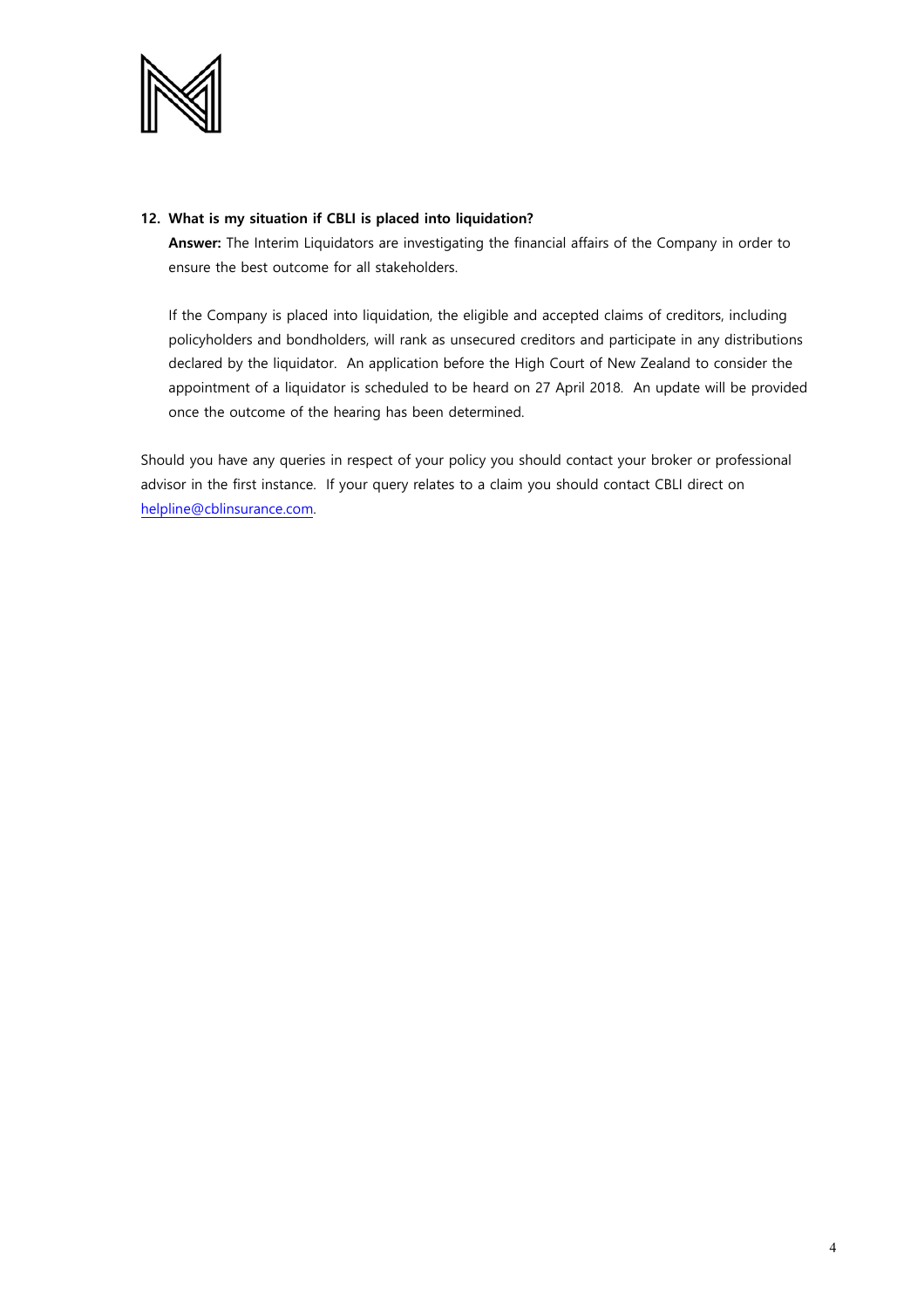**12. What is my situation if CBLI is placed into liquidation?**

**Answer:** The Interim Liquidators are investigating the financial affairs of the Company in order to ensure the best outcome for all stakeholders.

If the Company is placed into liquidation, the eligible and accepted claims of creditors, including policyholders and bondholders, will rank as unsecured creditors and participate in any distributions declared by the liquidator. An application before the High Court of New Zealand to consider the appointment of a liquidator is scheduled to be heard on 27 April 2018. An update will be provided once the outcome of the hearing has been determined.

Should you have any queries in respect of your policy you should contact your broker or professional advisor in the first instance. If your query relates to a claim you should contact CBLI direct on helpline@cblinsurance.com.